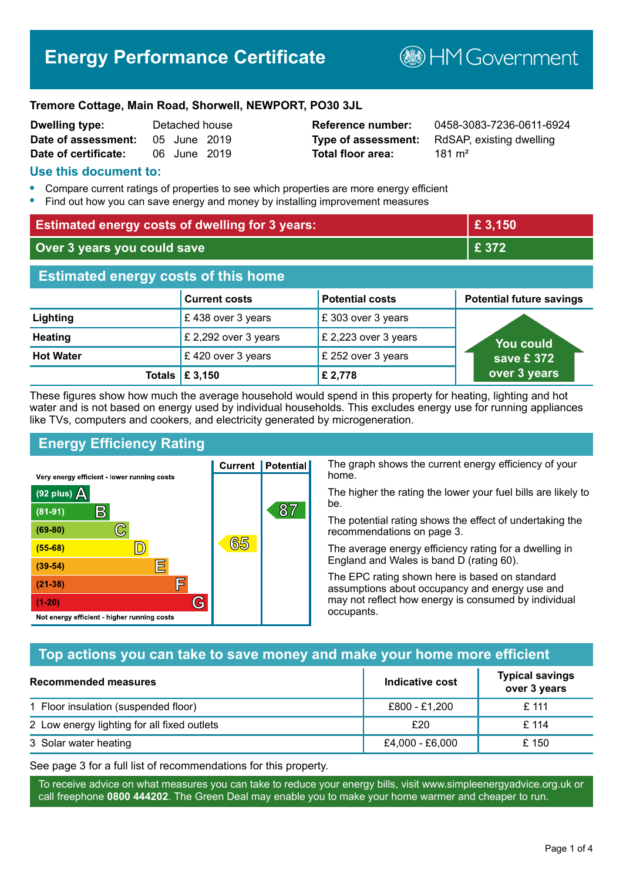# Energy Performance Certificate

HM Government

**Tremore Cottage, Main Road, Shorwell, NEWPORT, PO30 3JL**

| | | | |
|---|---|---|---|
| **Dwelling type:** | Detached house | **Reference number:** | 0458-3083-7236-0611-6924 |
| **Date of assessment:** | 05 June 2019 | **Type of assessment:** | RdSAP, existing dwelling |
| **Date of certificate:** | 06 June 2019 | **Total floor area:** | 181 m² |

## Use this document to:

- Compare current ratings of properties to see which properties are more energy efficient
- Find out how you can save energy and money by installing improvement measures

| | |
|---|---|
| **Estimated energy costs of dwelling for 3 years:** | **£ 3,150** |
| **Over 3 years you could save** | **£ 372** |

## Estimated energy costs of this home

| | Current costs | Potential costs | Potential future savings |
|---|---|---|---|
| **Lighting** | £ 438 over 3 years | £ 303 over 3 years | You could save £ 372 over 3 years |
| **Heating** | £ 2,292 over 3 years | £ 2,223 over 3 years | |
| **Hot Water** | £ 420 over 3 years | £ 252 over 3 years | |
| **Totals** | **£ 3,150** | **£ 2,778** | |

These figures show how much the average household would spend in this property for heating, lighting and hot water and is not based on energy used by individual households. This excludes energy use for running appliances like TVs, computers and cookers, and electricity generated by microgeneration.

## Energy Efficiency Rating

| Rating | Current | Potential |
|---|---|---|
| Very energy efficient - lower running costs | | |
| (92 plus) A | | |
| (81-91) B | | 87 |
| (69-80) C | | |
| (55-68) D | 65 | |
| (39-54) E | | |
| (21-38) F | | |
| (1-20) G | | |
| Not energy efficient - higher running costs | | |

The graph shows the current energy efficiency of your home.

The higher the rating the lower your fuel bills are likely to be.

The potential rating shows the effect of undertaking the recommendations on page 3.

The average energy efficiency rating for a dwelling in England and Wales is band D (rating 60).

The EPC rating shown here is based on standard assumptions about occupancy and energy use and may not reflect how energy is consumed by individual occupants.

## Top actions you can take to save money and make your home more efficient

| Recommended measures | Indicative cost | Typical savings over 3 years |
|---|---|---|
| 1 Floor insulation (suspended floor) | £800 - £1,200 | £ 111 |
| 2 Low energy lighting for all fixed outlets | £20 | £ 114 |
| 3 Solar water heating | £4,000 - £6,000 | £ 150 |

See page 3 for a full list of recommendations for this property.

To receive advice on what measures you can take to reduce your energy bills, visit www.simpleenergyadvice.org.uk or call freephone **0800 444202**. The Green Deal may enable you to make your home warmer and cheaper to run.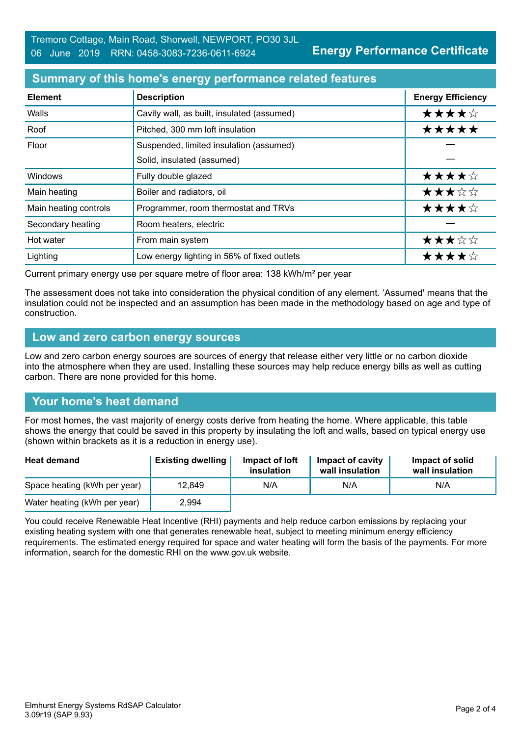Tremore Cottage, Main Road, Shorwell, NEWPORT, PO30 3JL
06 June 2019 RRN: 0458-3083-7236-0611-6924

**Energy Performance Certificate**

## Summary of this home's energy performance related features

| Element | Description | Energy Efficiency |
|---|---|---|
| Walls | Cavity wall, as built, insulated (assumed) | ★★★★☆ |
| Roof | Pitched, 300 mm loft insulation | ★★★★★ |
| Floor | Suspended, limited insulation (assumed) | — |
| | Solid, insulated (assumed) | — |
| Windows | Fully double glazed | ★★★★☆ |
| Main heating | Boiler and radiators, oil | ★★★☆☆ |
| Main heating controls | Programmer, room thermostat and TRVs | ★★★★☆ |
| Secondary heating | Room heaters, electric | — |
| Hot water | From main system | ★★★☆☆ |
| Lighting | Low energy lighting in 56% of fixed outlets | ★★★★☆ |

Current primary energy use per square metre of floor area: 138 kWh/m² per year

The assessment does not take into consideration the physical condition of any element. 'Assumed' means that the insulation could not be inspected and an assumption has been made in the methodology based on age and type of construction.

## Low and zero carbon energy sources

Low and zero carbon energy sources are sources of energy that release either very little or no carbon dioxide into the atmosphere when they are used. Installing these sources may help reduce energy bills as well as cutting carbon. There are none provided for this home.

## Your home's heat demand

For most homes, the vast majority of energy costs derive from heating the home. Where applicable, this table shows the energy that could be saved in this property by insulating the loft and walls, based on typical energy use (shown within brackets as it is a reduction in energy use).

| Heat demand | Existing dwelling | Impact of loft insulation | Impact of cavity wall insulation | Impact of solid wall insulation |
|---|---|---|---|---|
| Space heating (kWh per year) | 12,849 | N/A | N/A | N/A |
| Water heating (kWh per year) | 2,994 | | | |

You could receive Renewable Heat Incentive (RHI) payments and help reduce carbon emissions by replacing your existing heating system with one that generates renewable heat, subject to meeting minimum energy efficiency requirements. The estimated energy required for space and water heating will form the basis of the payments. For more information, search for the domestic RHI on the www.gov.uk website.

Elmhurst Energy Systems RdSAP Calculator
3.09r19 (SAP 9.93)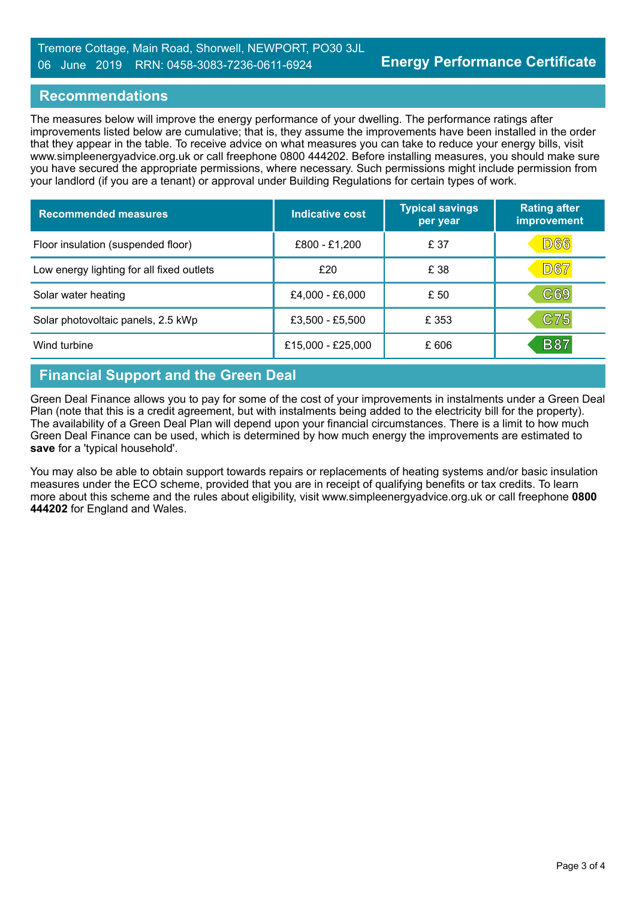Tremore Cottage, Main Road, Shorwell, NEWPORT, PO30 3JL
06 June 2019 RRN: 0458-3083-7236-0611-6924

**Energy Performance Certificate**

## Recommendations

The measures below will improve the energy performance of your dwelling. The performance ratings after improvements listed below are cumulative; that is, they assume the improvements have been installed in the order that they appear in the table. To receive advice on what measures you can take to reduce your energy bills, visit www.simpleenergyadvice.org.uk or call freephone 0800 444202. Before installing measures, you should make sure you have secured the appropriate permissions, where necessary. Such permissions might include permission from your landlord (if you are a tenant) or approval under Building Regulations for certain types of work.

| Recommended measures | Indicative cost | Typical savings per year | Rating after improvement |
|---|---|---|---|
| Floor insulation (suspended floor) | £800 - £1,200 | £ 37 | D66 |
| Low energy lighting for all fixed outlets | £20 | £ 38 | D67 |
| Solar water heating | £4,000 - £6,000 | £ 50 | C69 |
| Solar photovoltaic panels, 2.5 kWp | £3,500 - £5,500 | £ 353 | C75 |
| Wind turbine | £15,000 - £25,000 | £ 606 | B87 |

## Financial Support and the Green Deal

Green Deal Finance allows you to pay for some of the cost of your improvements in instalments under a Green Deal Plan (note that this is a credit agreement, but with instalments being added to the electricity bill for the property). The availability of a Green Deal Plan will depend upon your financial circumstances. There is a limit to how much Green Deal Finance can be used, which is determined by how much energy the improvements are estimated to **save** for a 'typical household'.

You may also be able to obtain support towards repairs or replacements of heating systems and/or basic insulation measures under the ECO scheme, provided that you are in receipt of qualifying benefits or tax credits. To learn more about this scheme and the rules about eligibility, visit www.simpleenergyadvice.org.uk or call freephone **0800 444202** for England and Wales.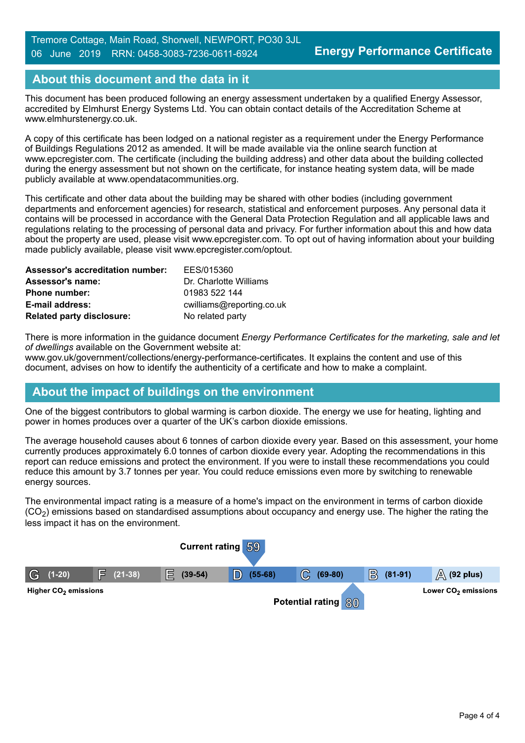Tremore Cottage, Main Road, Shorwell, NEWPORT, PO30 3JL
06 June 2019 RRN: 0458-3083-7236-0611-6924

**Energy Performance Certificate**

## About this document and the data in it

This document has been produced following an energy assessment undertaken by a qualified Energy Assessor, accredited by Elmhurst Energy Systems Ltd. You can obtain contact details of the Accreditation Scheme at www.elmhurstenergy.co.uk.

A copy of this certificate has been lodged on a national register as a requirement under the Energy Performance of Buildings Regulations 2012 as amended. It will be made available via the online search function at www.epcregister.com. The certificate (including the building address) and other data about the building collected during the energy assessment but not shown on the certificate, for instance heating system data, will be made publicly available at www.opendatacommunities.org.

This certificate and other data about the building may be shared with other bodies (including government departments and enforcement agencies) for research, statistical and enforcement purposes. Any personal data it contains will be processed in accordance with the General Data Protection Regulation and all applicable laws and regulations relating to the processing of personal data and privacy. For further information about this and how data about the property are used, please visit www.epcregister.com. To opt out of having information about your building made publicly available, please visit www.epcregister.com/optout.

| | |
|---|---|
| **Assessor's accreditation number:** | EES/015360 |
| **Assessor's name:** | Dr. Charlotte Williams |
| **Phone number:** | 01983 522 144 |
| **E-mail address:** | cwilliams@reporting.co.uk |
| **Related party disclosure:** | No related party |

There is more information in the guidance document *Energy Performance Certificates for the marketing, sale and let of dwellings* available on the Government website at: www.gov.uk/government/collections/energy-performance-certificates. It explains the content and use of this document, advises on how to identify the authenticity of a certificate and how to make a complaint.

## About the impact of buildings on the environment

One of the biggest contributors to global warming is carbon dioxide. The energy we use for heating, lighting and power in homes produces over a quarter of the UK's carbon dioxide emissions.

The average household causes about 6 tonnes of carbon dioxide every year. Based on this assessment, your home currently produces approximately 6.0 tonnes of carbon dioxide every year. Adopting the recommendations in this report can reduce emissions and protect the environment. If you were to install these recommendations you could reduce this amount by 3.7 tonnes per year. You could reduce emissions even more by switching to renewable energy sources.

The environmental impact rating is a measure of a home's impact on the environment in terms of carbon dioxide ($CO_2$) emissions based on standardised assumptions about occupancy and energy use. The higher the rating the less impact it has on the environment.

Current rating 59

G (1-20) F (21-38) E (39-54) D (55-68) C (69-80) B (81-91) A (92 plus)

Higher $CO_2$ emissions

Lower $CO_2$ emissions

Potential rating 80